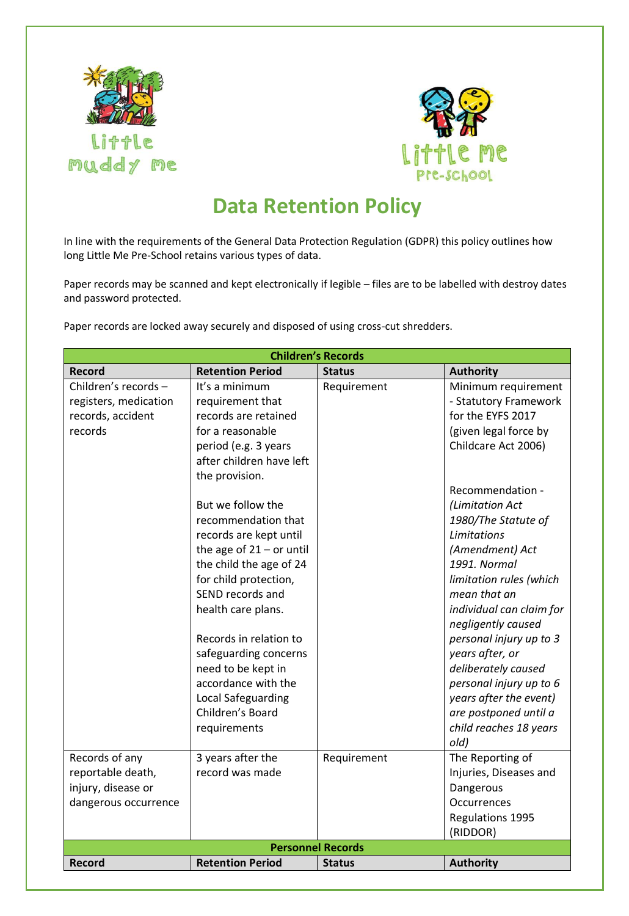# Data Retention Policy

In line with the requirements of the General Data Protection Regulation (GDPR) this policy outlines how long Little Me Pre-School retains various types of data.

Paper records may be scanned and kept electronically if legible – files are to be labelled with destroy dates and password protected.

Paper records are locked away securely and disposed of using cross-cut shredders.

| **Children's Records** | | | |
|---|---|---|---|
| **Record** | **Retention Period** | **Status** | **Authority** |
| Children's records – registers, medication records, accident records | It's a minimum requirement that records are retained for a reasonable period (e.g. 3 years after children have left the provision.<br><br>But we follow the recommendation that records are kept until the age of 21 – or until the child the age of 24 for child protection, SEND records and health care plans.<br><br>Records in relation to safeguarding concerns need to be kept in accordance with the Local Safeguarding Children's Board requirements | Requirement | Minimum requirement - Statutory Framework for the EYFS 2017 (given legal force by Childcare Act 2006)<br><br>Recommendation - *(Limitation Act 1980/The Statute of Limitations (Amendment) Act 1991. Normal limitation rules (which mean that an individual can claim for negligently caused personal injury up to 3 years after, or deliberately caused personal injury up to 6 years after the event) are postponed until a child reaches 18 years old)* |
| Records of any reportable death, injury, disease or dangerous occurrence | 3 years after the record was made | Requirement | The Reporting of Injuries, Diseases and Dangerous Occurrences Regulations 1995 (RIDDOR) |
| **Personnel Records** | | | |
| **Record** | **Retention Period** | **Status** | **Authority** |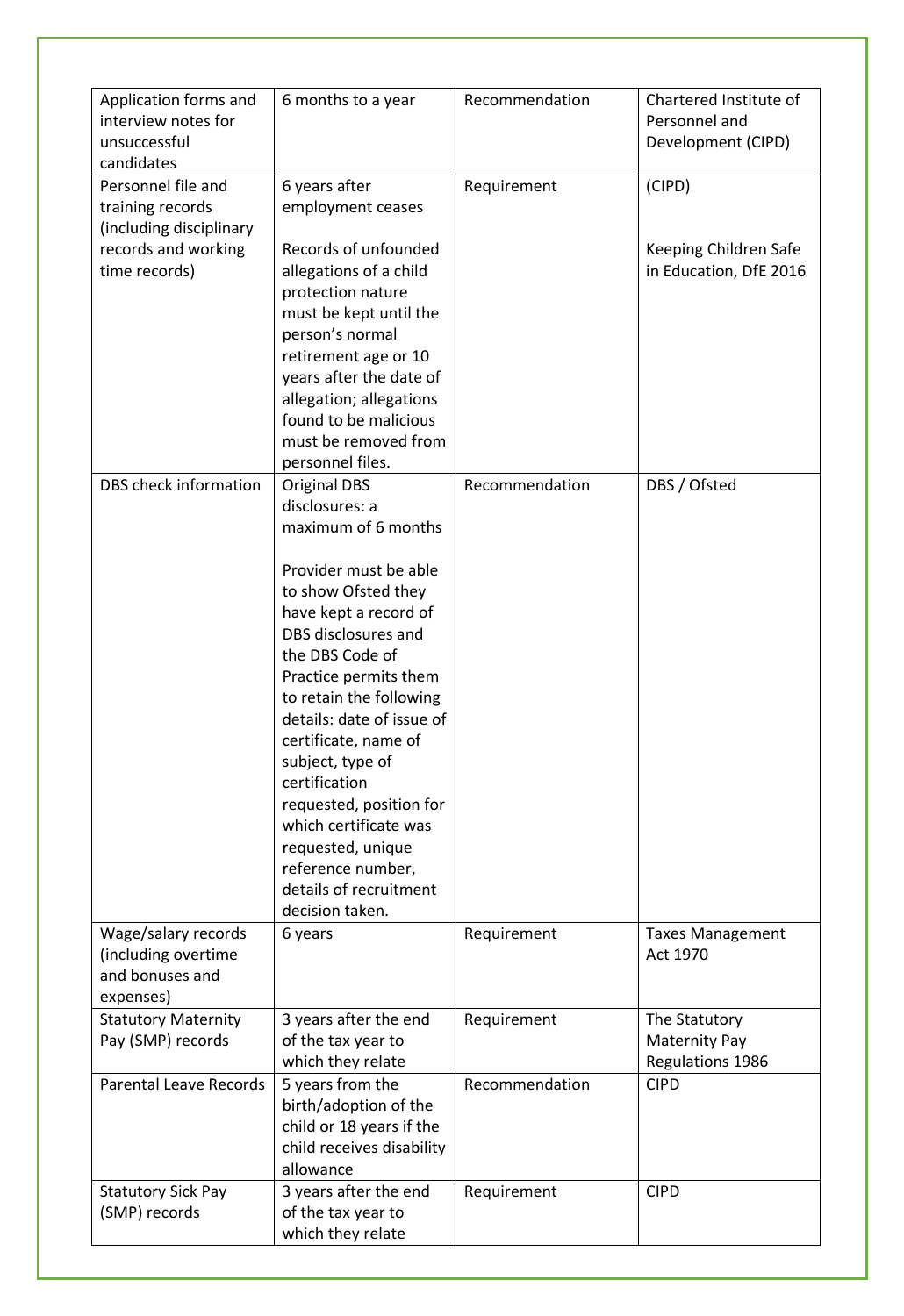| Application forms and interview notes for unsuccessful candidates | 6 months to a year | Recommendation | Chartered Institute of Personnel and Development (CIPD) |
|---|---|---|---|
| Personnel file and training records (including disciplinary records and working time records) | 6 years after employment ceases<br><br>Records of unfounded allegations of a child protection nature must be kept until the person's normal retirement age or 10 years after the date of allegation; allegations found to be malicious must be removed from personnel files. | Requirement | (CIPD)<br><br>Keeping Children Safe in Education, DfE 2016 |
| DBS check information | Original DBS disclosures: a maximum of 6 months<br><br>Provider must be able to show Ofsted they have kept a record of DBS disclosures and the DBS Code of Practice permits them to retain the following details: date of issue of certificate, name of subject, type of certification requested, position for which certificate was requested, unique reference number, details of recruitment decision taken. | Recommendation | DBS / Ofsted |
| Wage/salary records (including overtime and bonuses and expenses) | 6 years | Requirement | Taxes Management Act 1970 |
| Statutory Maternity Pay (SMP) records | 3 years after the end of the tax year to which they relate | Requirement | The Statutory Maternity Pay Regulations 1986 |
| Parental Leave Records | 5 years from the birth/adoption of the child or 18 years if the child receives disability allowance | Recommendation | CIPD |
| Statutory Sick Pay (SMP) records | 3 years after the end of the tax year to which they relate | Requirement | CIPD |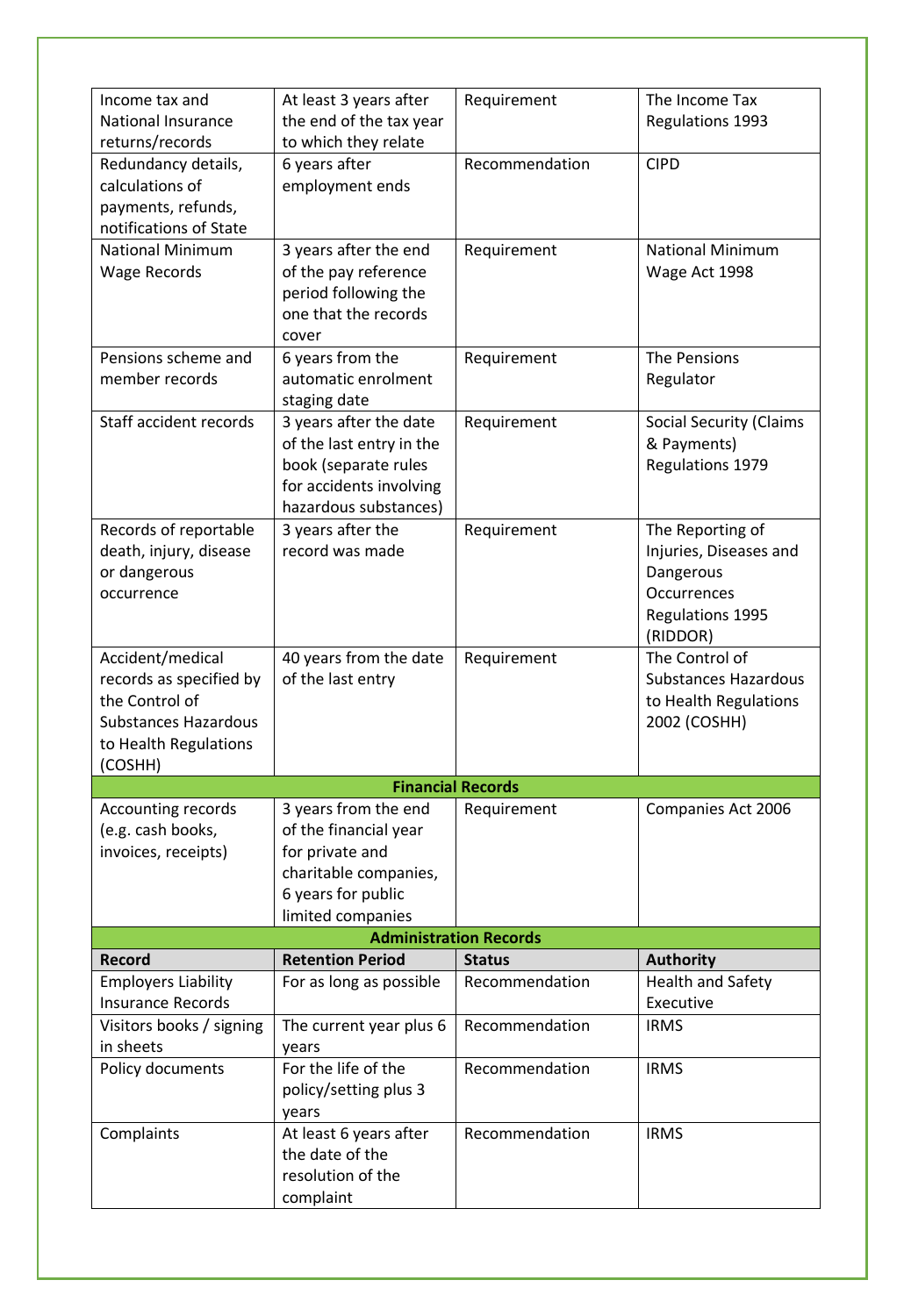| Record | Retention Period | Status | Authority |
|---|---|---|---|
| Income tax and National Insurance returns/records | At least 3 years after the end of the tax year to which they relate | Requirement | The Income Tax Regulations 1993 |
| Redundancy details, calculations of payments, refunds, notifications of State | 6 years after employment ends | Recommendation | CIPD |
| National Minimum Wage Records | 3 years after the end of the pay reference period following the one that the records cover | Requirement | National Minimum Wage Act 1998 |
| Pensions scheme and member records | 6 years from the automatic enrolment staging date | Requirement | The Pensions Regulator |
| Staff accident records | 3 years after the date of the last entry in the book (separate rules for accidents involving hazardous substances) | Requirement | Social Security (Claims & Payments) Regulations 1979 |
| Records of reportable death, injury, disease or dangerous occurrence | 3 years after the record was made | Requirement | The Reporting of Injuries, Diseases and Dangerous Occurrences Regulations 1995 (RIDDOR) |
| Accident/medical records as specified by the Control of Substances Hazardous to Health Regulations (COSHH) | 40 years from the date of the last entry | Requirement | The Control of Substances Hazardous to Health Regulations 2002 (COSHH) |
| **Financial Records** | | | |
| Accounting records (e.g. cash books, invoices, receipts) | 3 years from the end of the financial year for private and charitable companies, 6 years for public limited companies | Requirement | Companies Act 2006 |
| **Administration Records** | | | |
| **Record** | **Retention Period** | **Status** | **Authority** |
| Employers Liability Insurance Records | For as long as possible | Recommendation | Health and Safety Executive |
| Visitors books / signing in sheets | The current year plus 6 years | Recommendation | IRMS |
| Policy documents | For the life of the policy/setting plus 3 years | Recommendation | IRMS |
| Complaints | At least 6 years after the date of the resolution of the complaint | Recommendation | IRMS |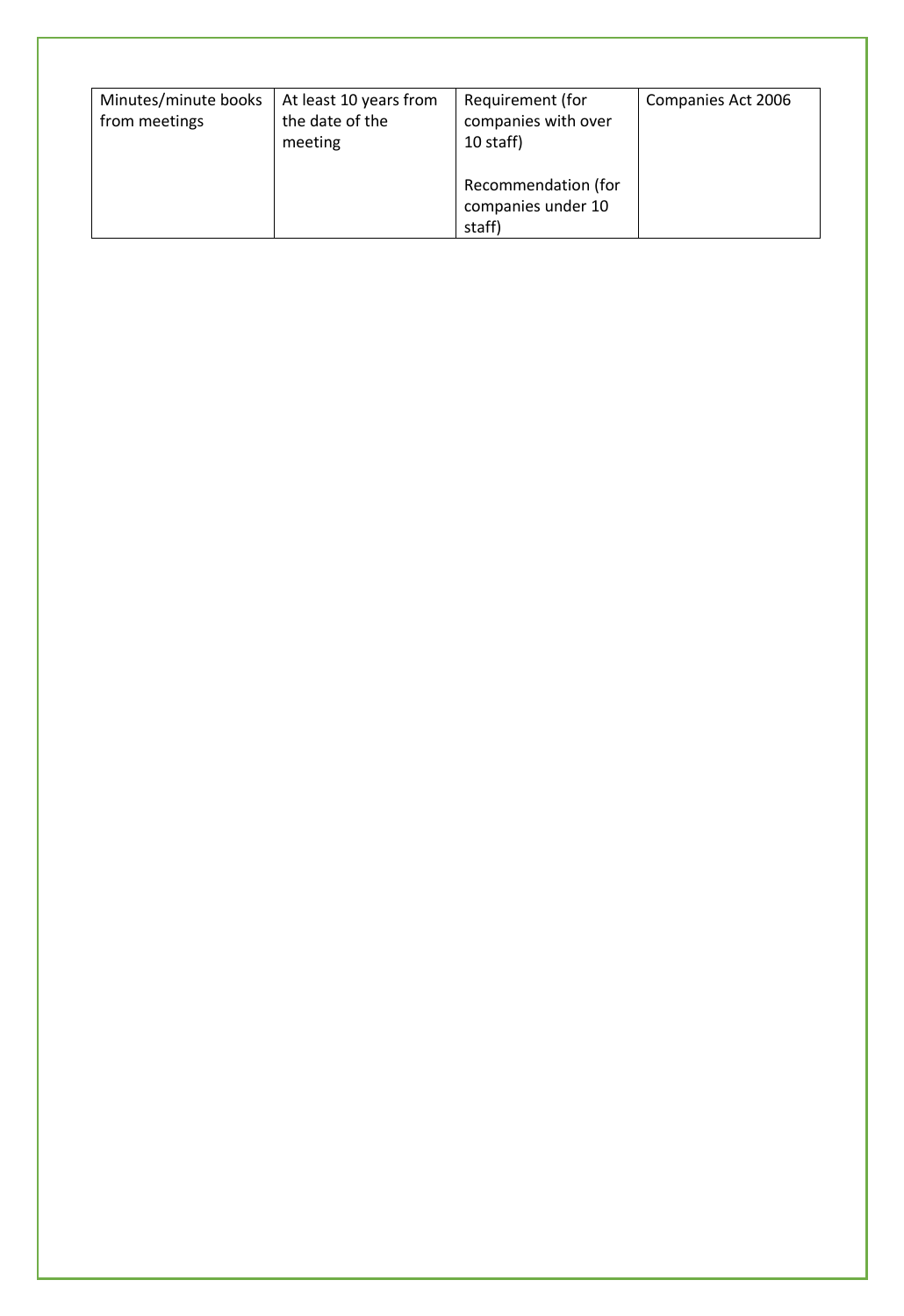| | | | |
|---|---|---|---|
| Minutes/minute books from meetings | At least 10 years from the date of the meeting | Requirement (for companies with over 10 staff)<br><br>Recommendation (for companies under 10 staff) | Companies Act 2006 |